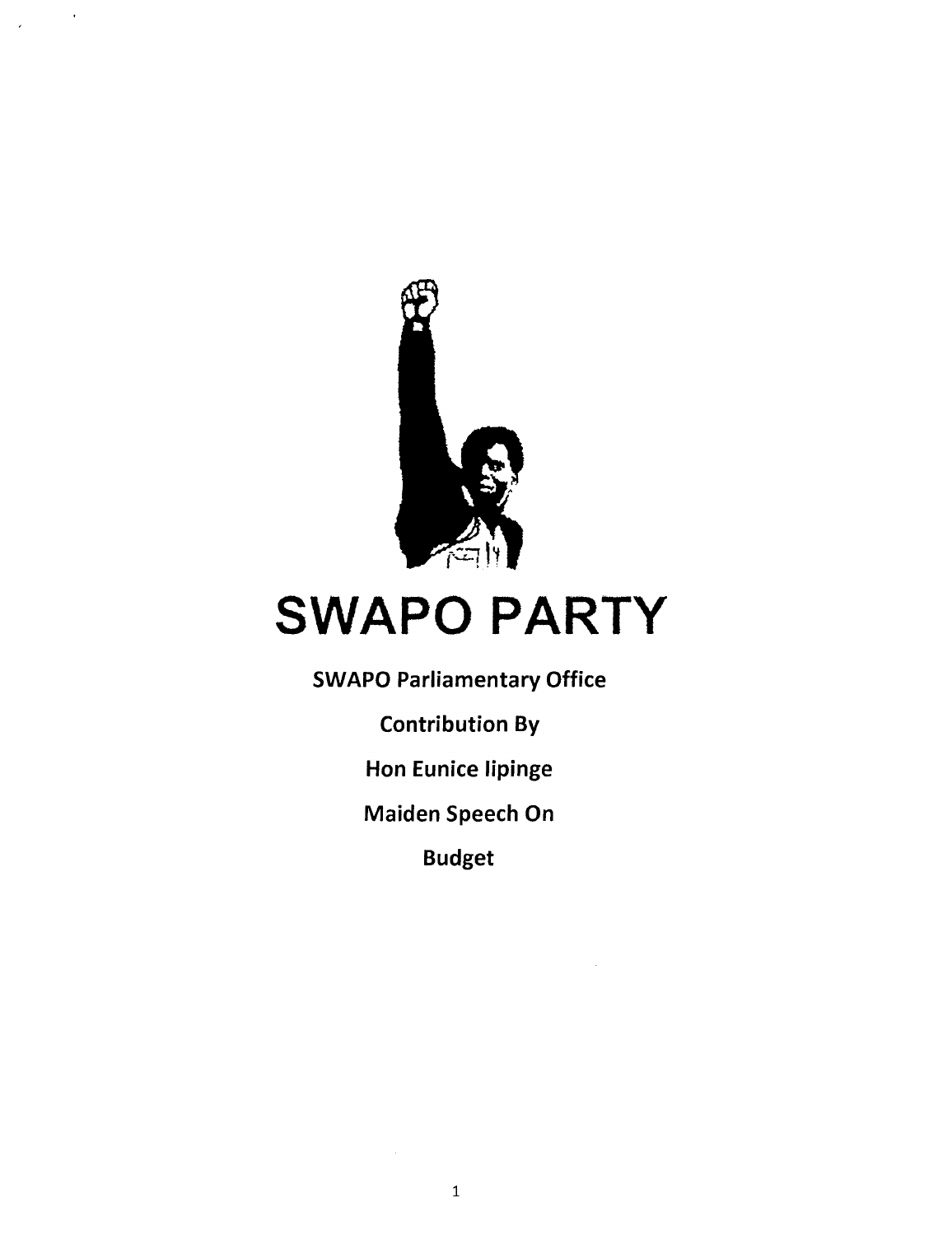# SWAPO PARTY

**SWAPO Parliamentary Office**

**Contribution By**

**Hon Eunice Iipinge**

**Maiden Speech On**

**Budget**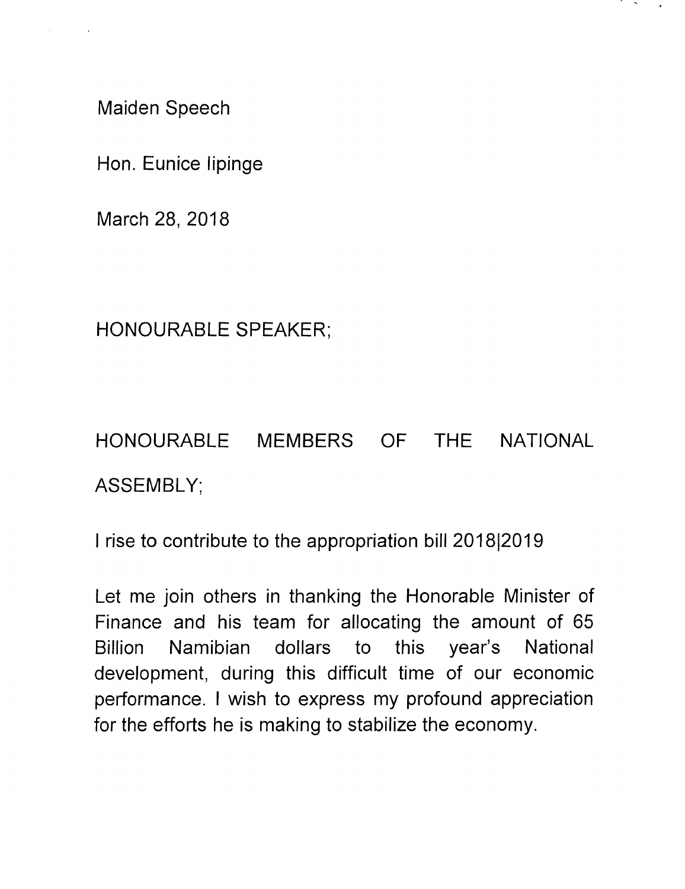Maiden Speech

Hon. Eunice Iipinge

March 28, 2018

HONOURABLE SPEAKER;

HONOURABLE MEMBERS OF THE NATIONAL ASSEMBLY;

I rise to contribute to the appropriation bill 2018|2019

Let me join others in thanking the Honorable Minister of Finance and his team for allocating the amount of 65 Billion Namibian dollars to this year's National development, during this difficult time of our economic performance. I wish to express my profound appreciation for the efforts he is making to stabilize the economy.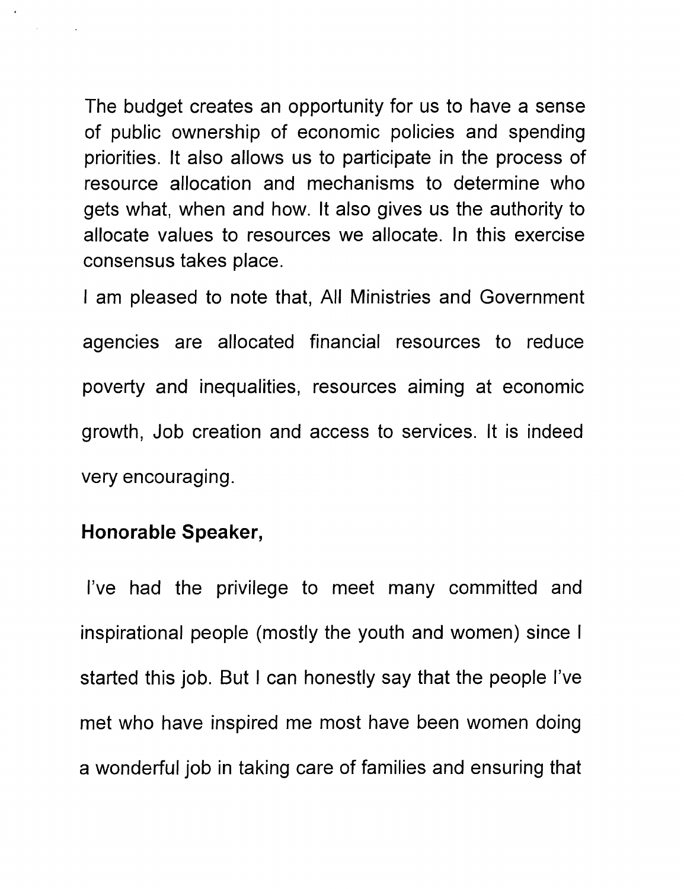The budget creates an opportunity for us to have a sense of public ownership of economic policies and spending priorities. It also allows us to participate in the process of resource allocation and mechanisms to determine who gets what, when and how. It also gives us the authority to allocate values to resources we allocate. In this exercise consensus takes place.

I am pleased to note that, All Ministries and Government agencies are allocated financial resources to reduce poverty and inequalities, resources aiming at economic growth, Job creation and access to services. It is indeed very encouraging.

**Honorable Speaker,**

I've had the privilege to meet many committed and inspirational people (mostly the youth and women) since I started this job. But I can honestly say that the people I've met who have inspired me most have been women doing a wonderful job in taking care of families and ensuring that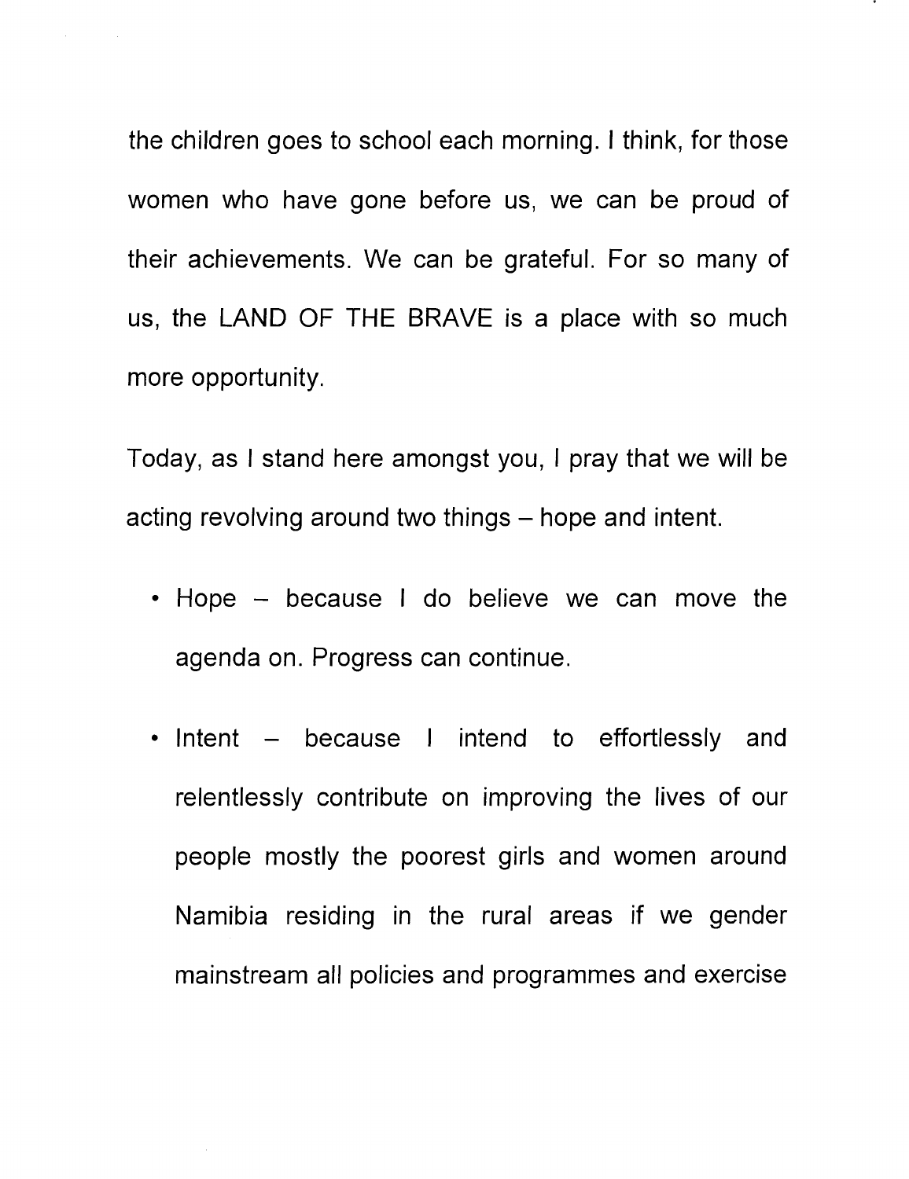the children goes to school each morning. I think, for those women who have gone before us, we can be proud of their achievements. We can be grateful. For so many of us, the LAND OF THE BRAVE is a place with so much more opportunity.

Today, as I stand here amongst you, I pray that we will be acting revolving around two things – hope and intent.

- Hope – because I do believe we can move the agenda on. Progress can continue.
- Intent – because I intend to effortlessly and relentlessly contribute on improving the lives of our people mostly the poorest girls and women around Namibia residing in the rural areas if we gender mainstream all policies and programmes and exercise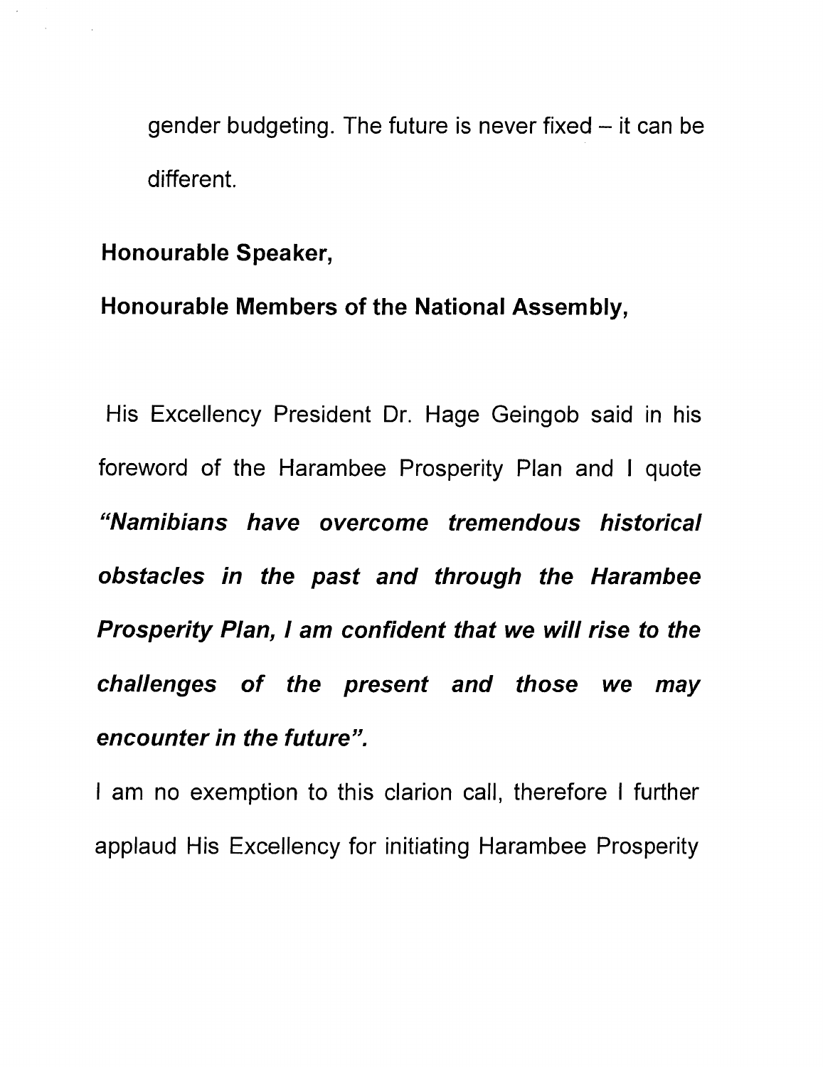gender budgeting. The future is never fixed – it can be different.

**Honourable Speaker,**

**Honourable Members of the National Assembly,**

His Excellency President Dr. Hage Geingob said in his foreword of the Harambee Prosperity Plan and I quote ***"Namibians have overcome tremendous historical obstacles in the past and through the Harambee Prosperity Plan, I am confident that we will rise to the challenges of the present and those we may encounter in the future".***

I am no exemption to this clarion call, therefore I further applaud His Excellency for initiating Harambee Prosperity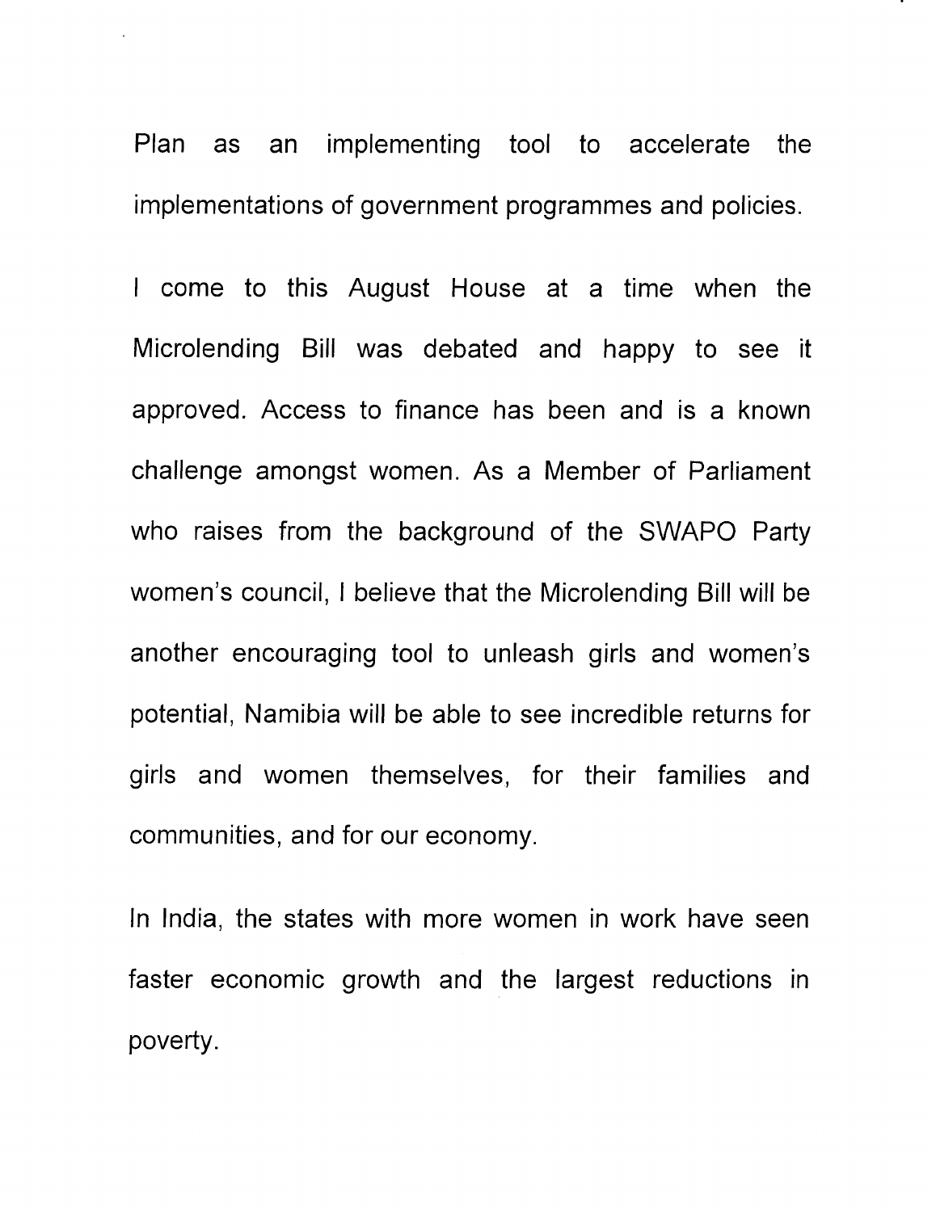Plan as an implementing tool to accelerate the implementations of government programmes and policies.

I come to this August House at a time when the Microlending Bill was debated and happy to see it approved. Access to finance has been and is a known challenge amongst women. As a Member of Parliament who raises from the background of the SWAPO Party women's council, I believe that the Microlending Bill will be another encouraging tool to unleash girls and women's potential, Namibia will be able to see incredible returns for girls and women themselves, for their families and communities, and for our economy.

In India, the states with more women in work have seen faster economic growth and the largest reductions in poverty.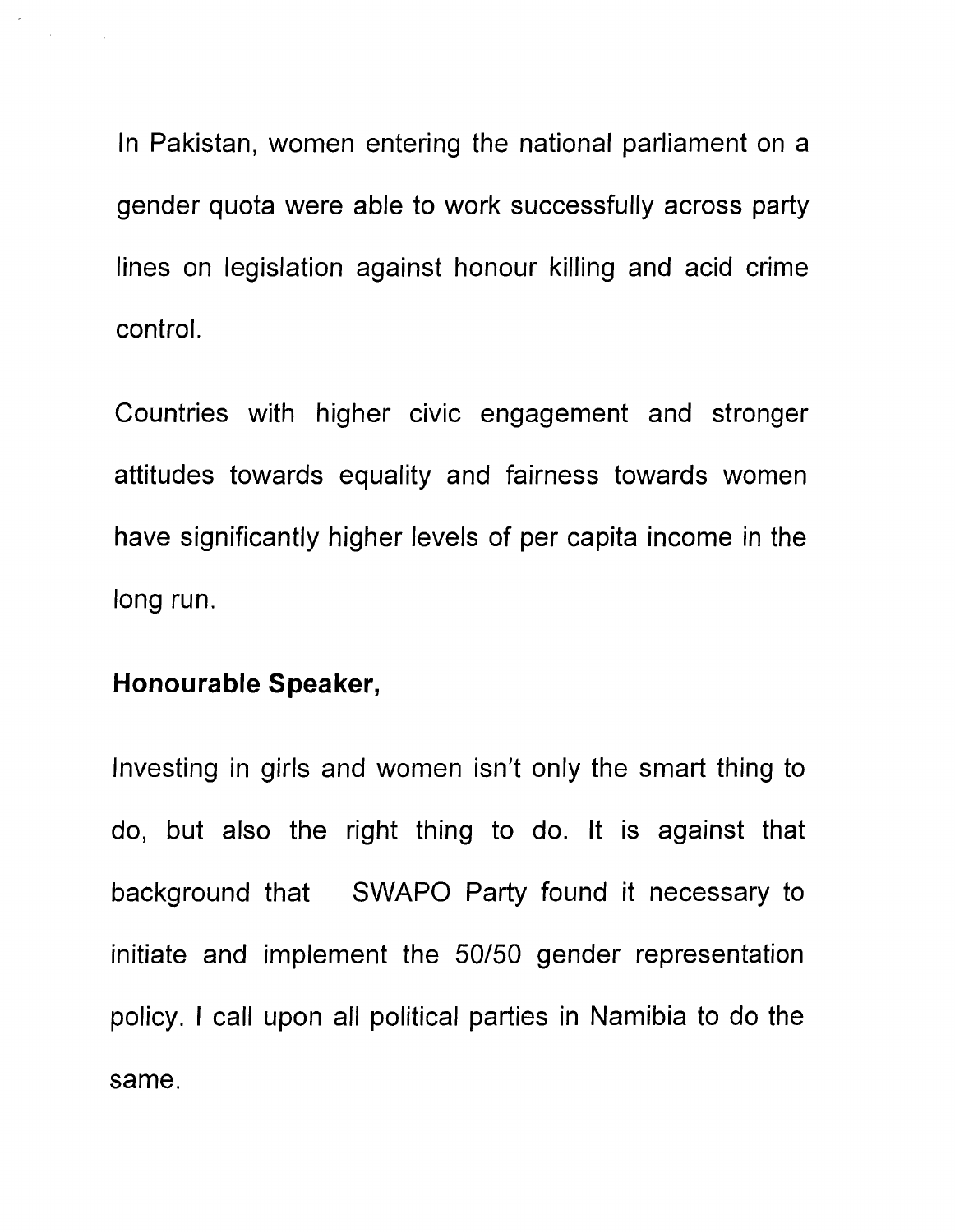In Pakistan, women entering the national parliament on a gender quota were able to work successfully across party lines on legislation against honour killing and acid crime control.

Countries with higher civic engagement and stronger attitudes towards equality and fairness towards women have significantly higher levels of per capita income in the long run.

**Honourable Speaker,**

Investing in girls and women isn't only the smart thing to do, but also the right thing to do. It is against that background that SWAPO Party found it necessary to initiate and implement the 50/50 gender representation policy. I call upon all political parties in Namibia to do the same.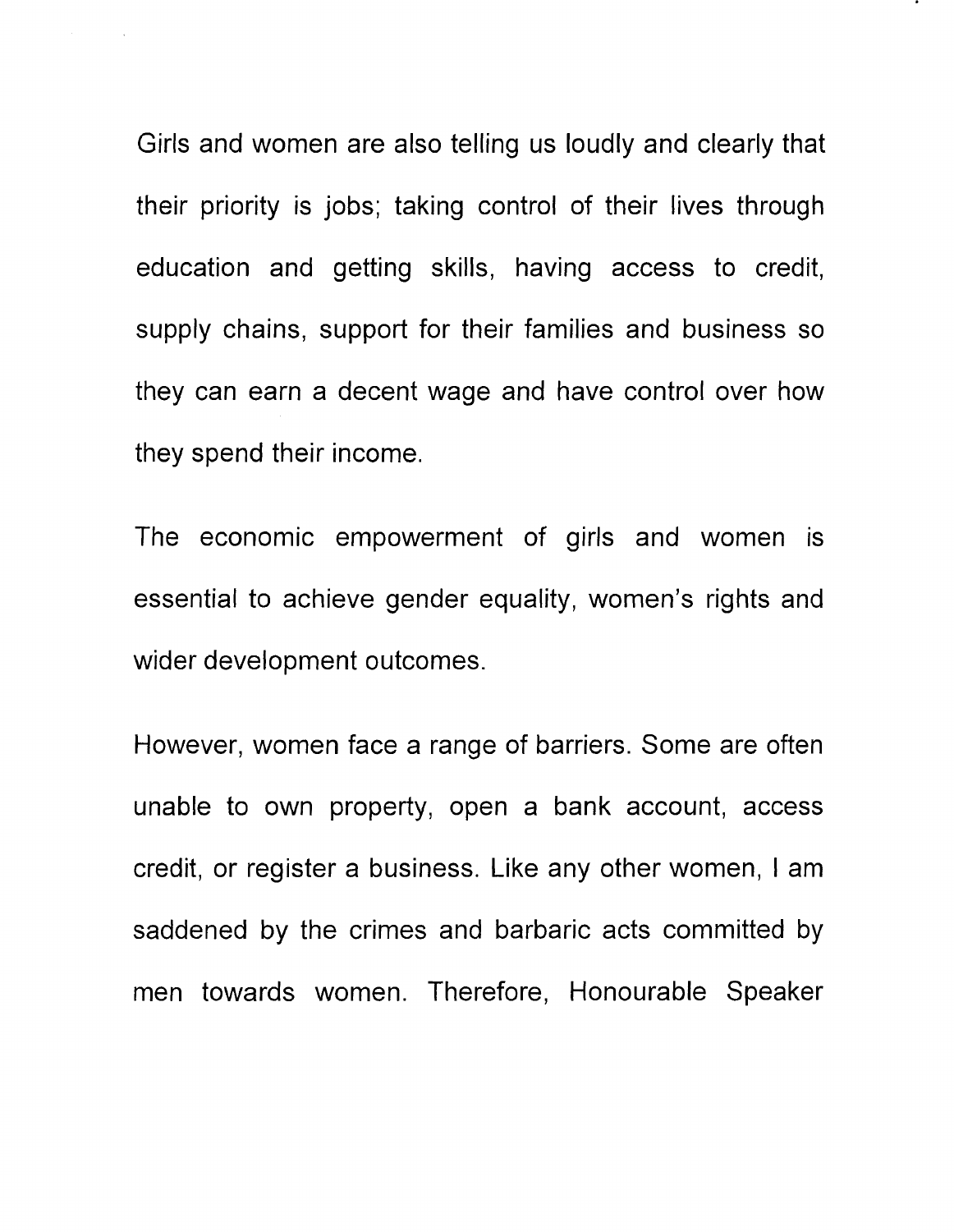Girls and women are also telling us loudly and clearly that their priority is jobs; taking control of their lives through education and getting skills, having access to credit, supply chains, support for their families and business so they can earn a decent wage and have control over how they spend their income.

The economic empowerment of girls and women is essential to achieve gender equality, women's rights and wider development outcomes.

However, women face a range of barriers. Some are often unable to own property, open a bank account, access credit, or register a business. Like any other women, I am saddened by the crimes and barbaric acts committed by men towards women. Therefore, Honourable Speaker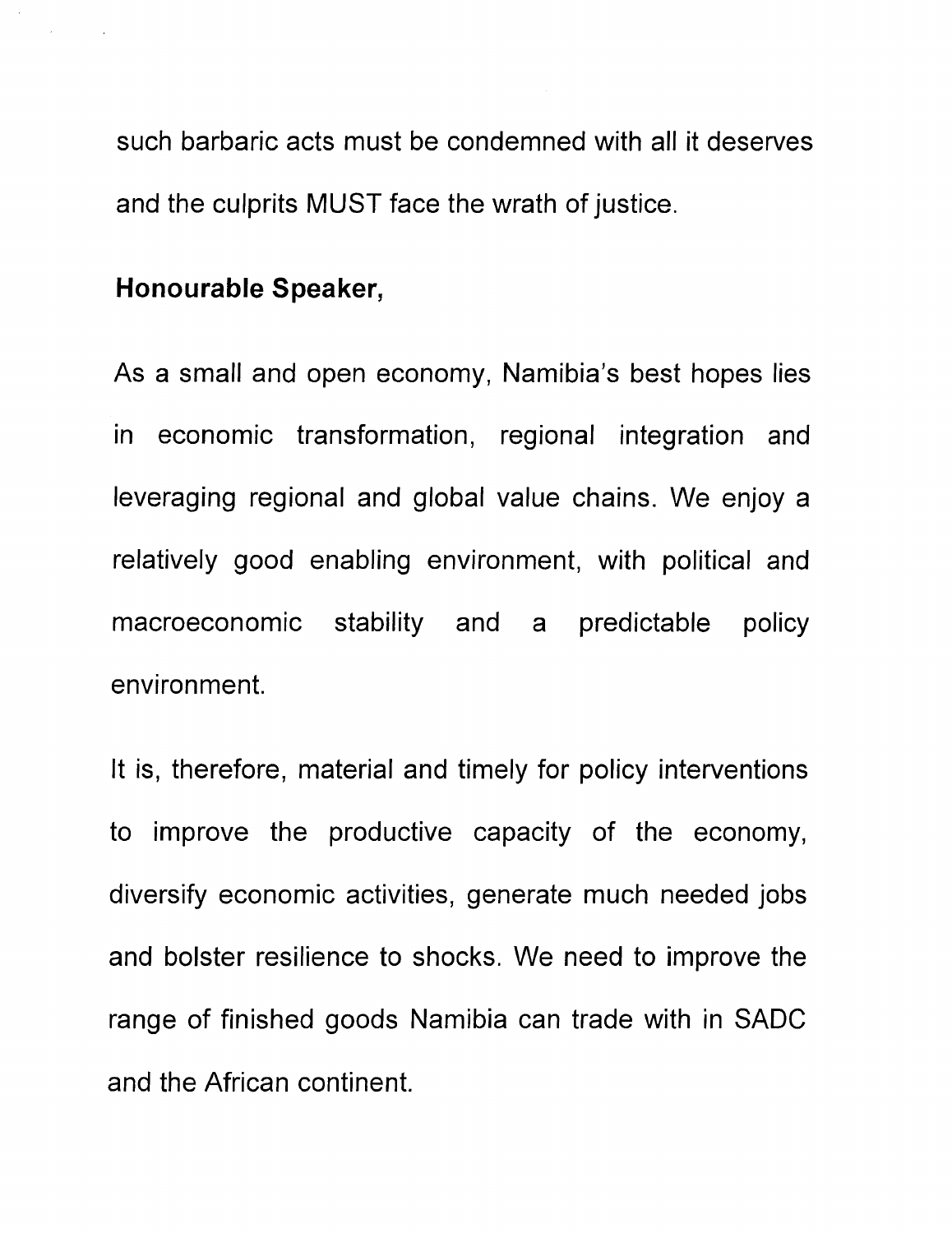such barbaric acts must be condemned with all it deserves and the culprits MUST face the wrath of justice.

**Honourable Speaker,**

As a small and open economy, Namibia's best hopes lies in economic transformation, regional integration and leveraging regional and global value chains. We enjoy a relatively good enabling environment, with political and macroeconomic stability and a predictable policy environment.

It is, therefore, material and timely for policy interventions to improve the productive capacity of the economy, diversify economic activities, generate much needed jobs and bolster resilience to shocks. We need to improve the range of finished goods Namibia can trade with in SADC and the African continent.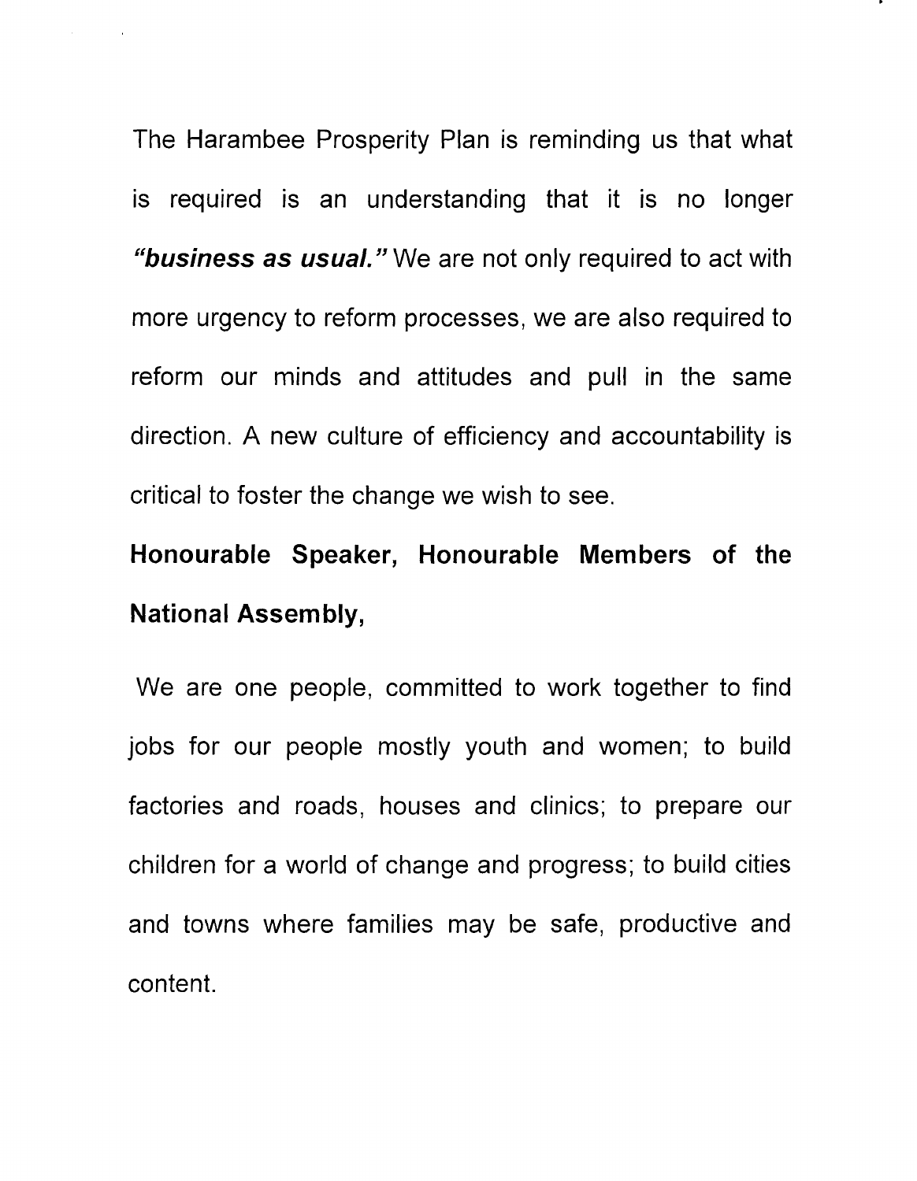The Harambee Prosperity Plan is reminding us that what is required is an understanding that it is no longer ***"business as usual."*** We are not only required to act with more urgency to reform processes, we are also required to reform our minds and attitudes and pull in the same direction. A new culture of efficiency and accountability is critical to foster the change we wish to see.

**Honourable Speaker, Honourable Members of the National Assembly,**

We are one people, committed to work together to find jobs for our people mostly youth and women; to build factories and roads, houses and clinics; to prepare our children for a world of change and progress; to build cities and towns where families may be safe, productive and content.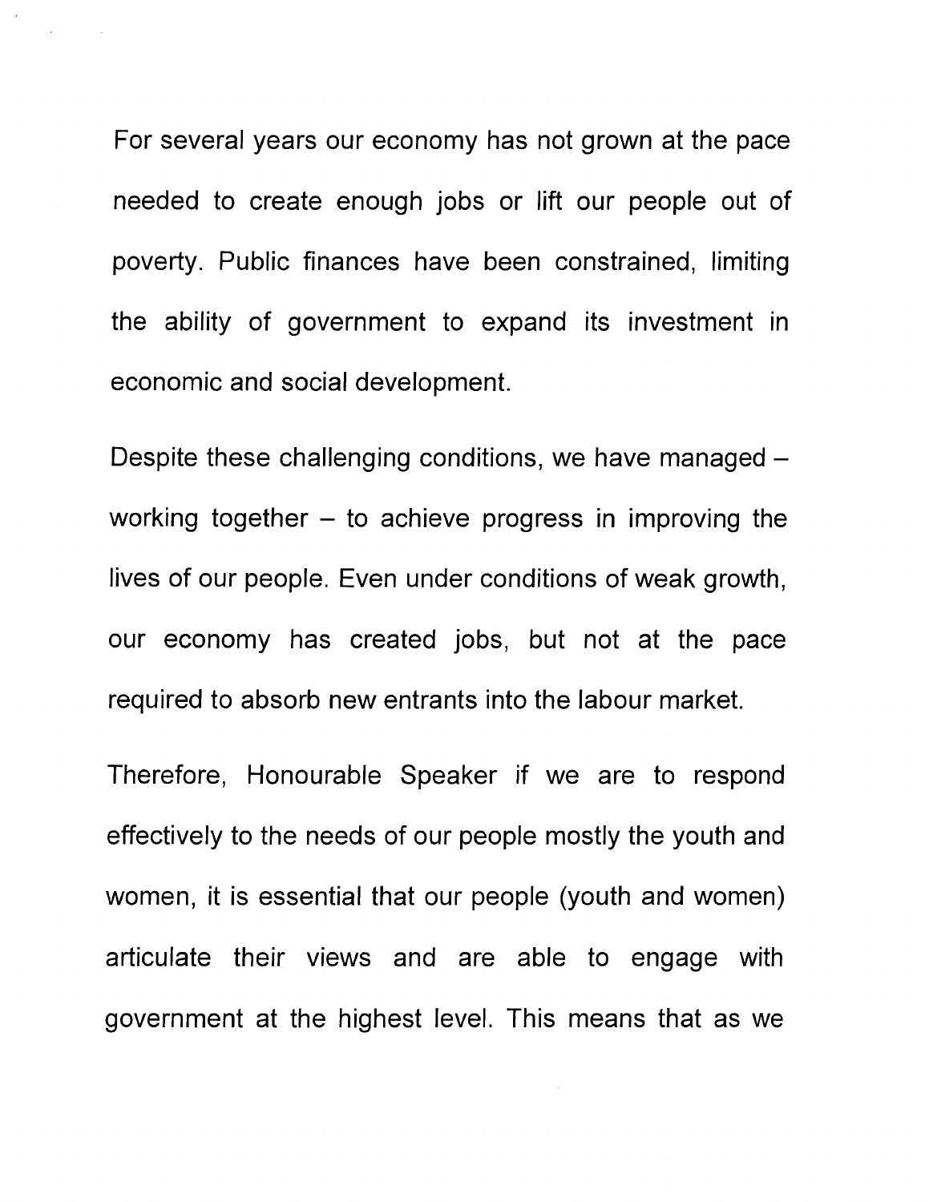For several years our economy has not grown at the pace needed to create enough jobs or lift our people out of poverty. Public finances have been constrained, limiting the ability of government to expand its investment in economic and social development.

Despite these challenging conditions, we have managed – working together – to achieve progress in improving the lives of our people. Even under conditions of weak growth, our economy has created jobs, but not at the pace required to absorb new entrants into the labour market.

Therefore, Honourable Speaker if we are to respond effectively to the needs of our people mostly the youth and women, it is essential that our people (youth and women) articulate their views and are able to engage with government at the highest level. This means that as we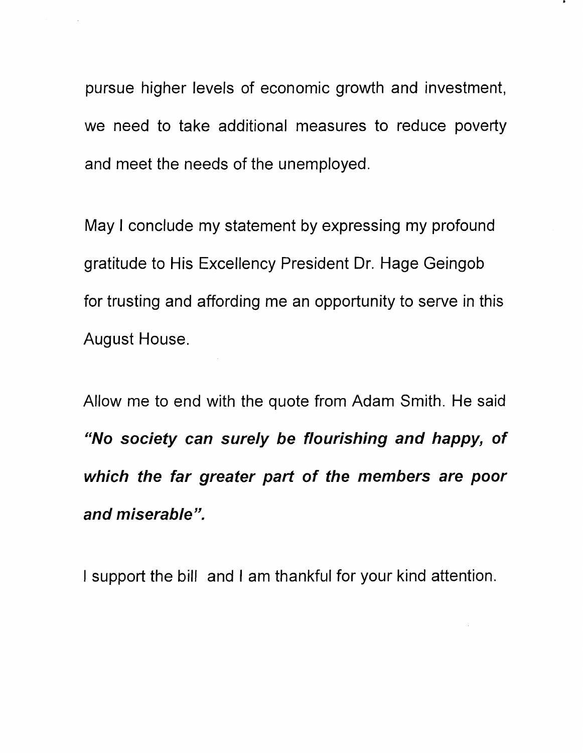pursue higher levels of economic growth and investment, we need to take additional measures to reduce poverty and meet the needs of the unemployed.

May I conclude my statement by expressing my profound gratitude to His Excellency President Dr. Hage Geingob for trusting and affording me an opportunity to serve in this August House.

Allow me to end with the quote from Adam Smith. He said ***"No society can surely be flourishing and happy, of which the far greater part of the members are poor and miserable".***

I support the bill and I am thankful for your kind attention.